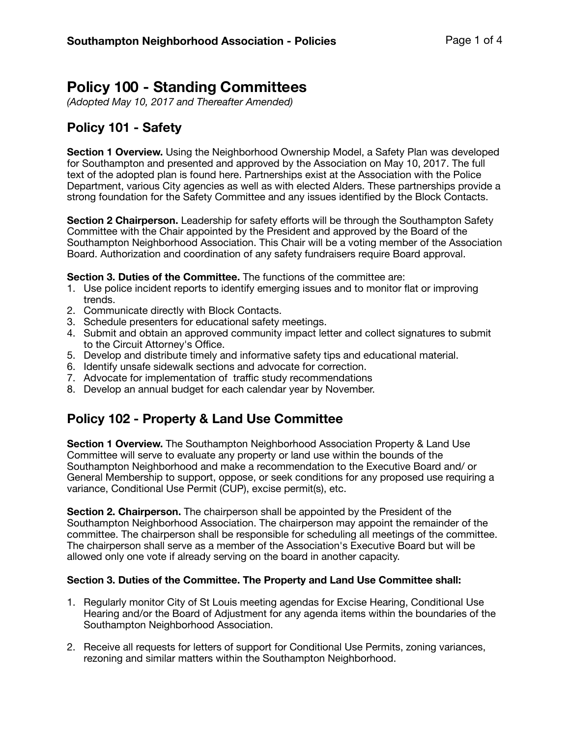# Policy 100 - Standing Committees

*(Adopted May 10, 2017 and Thereafter Amended)*

## Policy 101 - Safety

**Section 1 Overview.** Using the Neighborhood Ownership Model, a Safety Plan was developed for Southampton and presented and approved by the Association on May 10, 2017. The full text of the adopted plan is found here. Partnerships exist at the Association with the Police Department, various City agencies as well as with elected Alders. These partnerships provide a strong foundation for the Safety Committee and any issues identified by the Block Contacts.

**Section 2 Chairperson.** Leadership for safety efforts will be through the Southampton Safety Committee with the Chair appointed by the President and approved by the Board of the Southampton Neighborhood Association. This Chair will be a voting member of the Association Board. Authorization and coordination of any safety fundraisers require Board approval.

**Section 3. Duties of the Committee.** The functions of the committee are:

1. Use police incident reports to identify emerging issues and to monitor flat or improving trends.
2. Communicate directly with Block Contacts.
3. Schedule presenters for educational safety meetings.
4. Submit and obtain an approved community impact letter and collect signatures to submit to the Circuit Attorney's Office.
5. Develop and distribute timely and informative safety tips and educational material.
6. Identify unsafe sidewalk sections and advocate for correction.
7. Advocate for implementation of traffic study recommendations
8. Develop an annual budget for each calendar year by November.

## Policy 102 - Property & Land Use Committee

**Section 1 Overview.** The Southampton Neighborhood Association Property & Land Use Committee will serve to evaluate any property or land use within the bounds of the Southampton Neighborhood and make a recommendation to the Executive Board and/ or General Membership to support, oppose, or seek conditions for any proposed use requiring a variance, Conditional Use Permit (CUP), excise permit(s), etc.

**Section 2. Chairperson.** The chairperson shall be appointed by the President of the Southampton Neighborhood Association. The chairperson may appoint the remainder of the committee. The chairperson shall be responsible for scheduling all meetings of the committee. The chairperson shall serve as a member of the Association's Executive Board but will be allowed only one vote if already serving on the board in another capacity.

**Section 3. Duties of the Committee. The Property and Land Use Committee shall:**

1. Regularly monitor City of St Louis meeting agendas for Excise Hearing, Conditional Use Hearing and/or the Board of Adjustment for any agenda items within the boundaries of the Southampton Neighborhood Association.

2. Receive all requests for letters of support for Conditional Use Permits, zoning variances, rezoning and similar matters within the Southampton Neighborhood.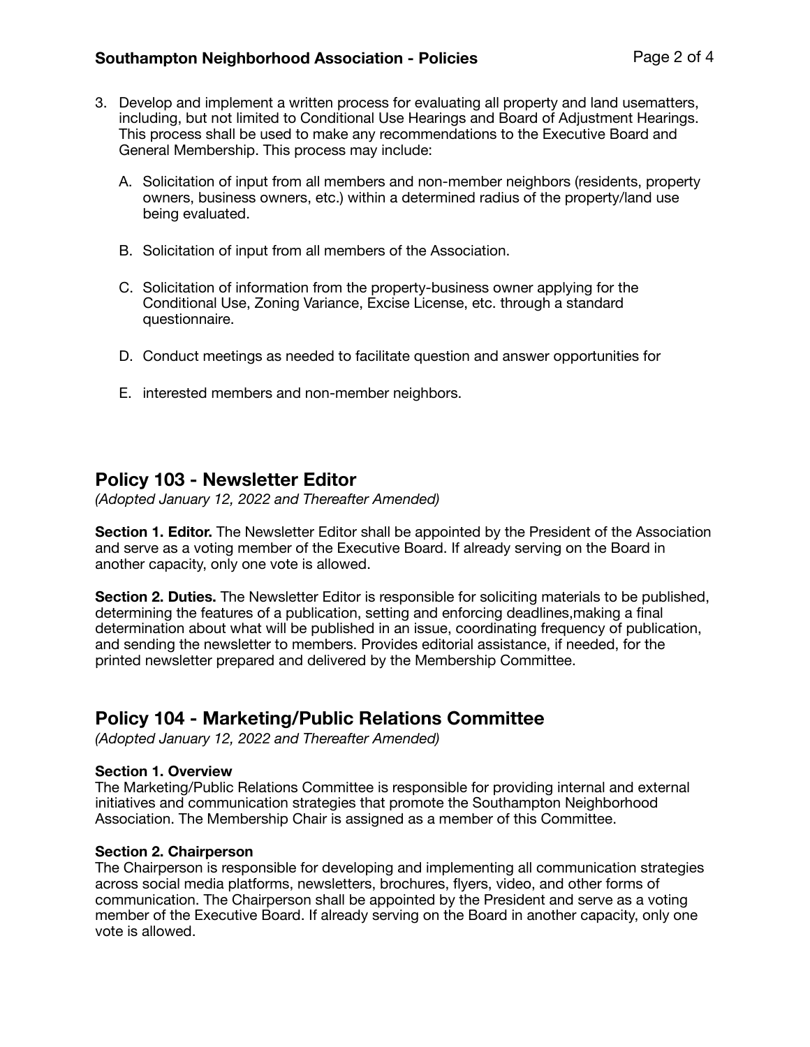3. Develop and implement a written process for evaluating all property and land usematters, including, but not limited to Conditional Use Hearings and Board of Adjustment Hearings. This process shall be used to make any recommendations to the Executive Board and General Membership. This process may include:

   A. Solicitation of input from all members and non-member neighbors (residents, property owners, business owners, etc.) within a determined radius of the property/land use being evaluated.

   B. Solicitation of input from all members of the Association.

   C. Solicitation of information from the property-business owner applying for the Conditional Use, Zoning Variance, Excise License, etc. through a standard questionnaire.

   D. Conduct meetings as needed to facilitate question and answer opportunities for

   E. interested members and non-member neighbors.

## Policy 103 - Newsletter Editor

*(Adopted January 12, 2022 and Thereafter Amended)*

**Section 1. Editor.** The Newsletter Editor shall be appointed by the President of the Association and serve as a voting member of the Executive Board. If already serving on the Board in another capacity, only one vote is allowed.

**Section 2. Duties.** The Newsletter Editor is responsible for soliciting materials to be published, determining the features of a publication, setting and enforcing deadlines,making a final determination about what will be published in an issue, coordinating frequency of publication, and sending the newsletter to members. Provides editorial assistance, if needed, for the printed newsletter prepared and delivered by the Membership Committee.

## Policy 104 - Marketing/Public Relations Committee

*(Adopted January 12, 2022 and Thereafter Amended)*

**Section 1. Overview**

The Marketing/Public Relations Committee is responsible for providing internal and external initiatives and communication strategies that promote the Southampton Neighborhood Association. The Membership Chair is assigned as a member of this Committee.

**Section 2. Chairperson**

The Chairperson is responsible for developing and implementing all communication strategies across social media platforms, newsletters, brochures, flyers, video, and other forms of communication. The Chairperson shall be appointed by the President and serve as a voting member of the Executive Board. If already serving on the Board in another capacity, only one vote is allowed.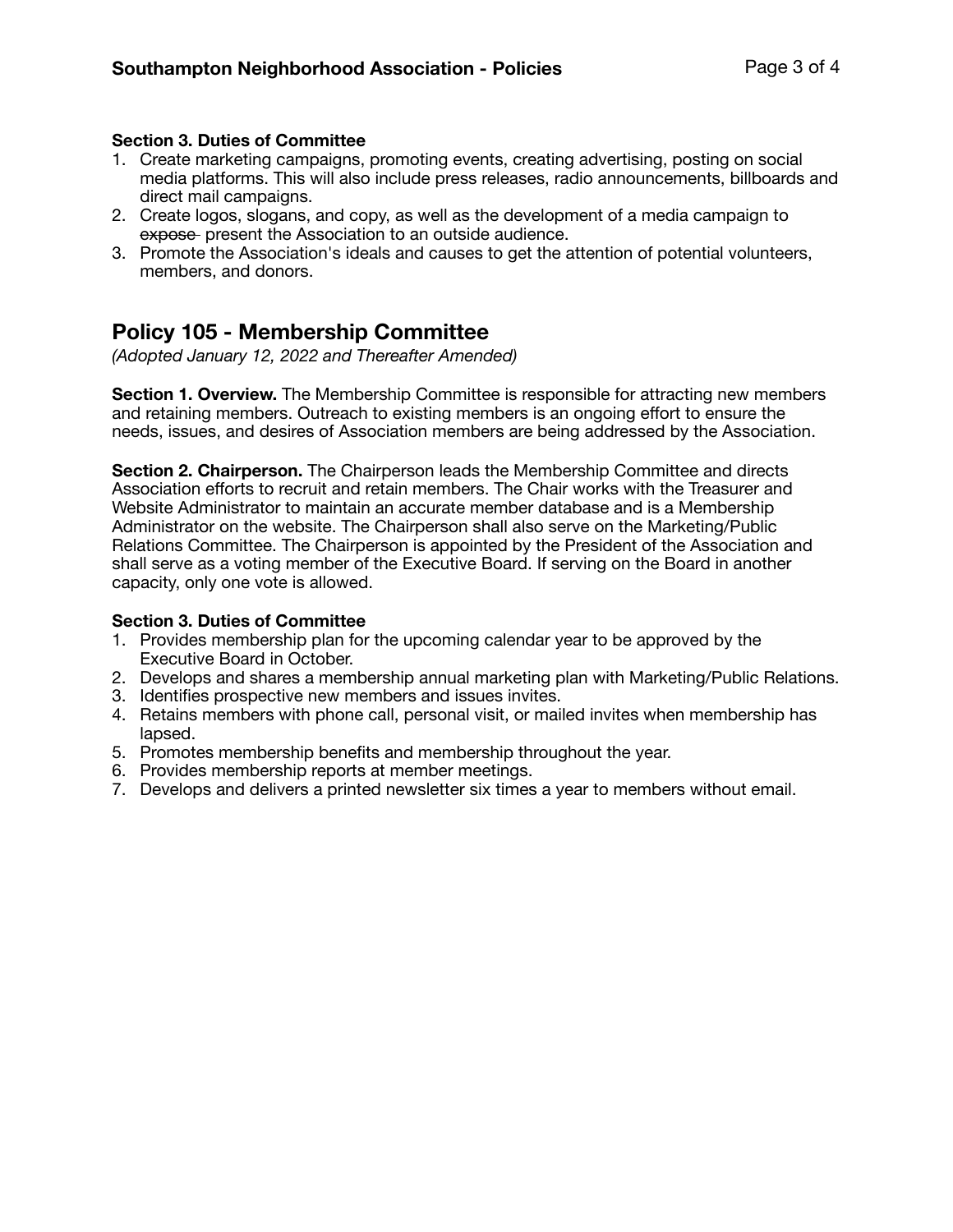**Section 3. Duties of Committee**

1. Create marketing campaigns, promoting events, creating advertising, posting on social media platforms. This will also include press releases, radio announcements, billboards and direct mail campaigns.
2. Create logos, slogans, and copy, as well as the development of a media campaign to ~~expose~~ present the Association to an outside audience.
3. Promote the Association's ideals and causes to get the attention of potential volunteers, members, and donors.

## Policy 105 - Membership Committee

*(Adopted January 12, 2022 and Thereafter Amended)*

**Section 1. Overview.** The Membership Committee is responsible for attracting new members and retaining members. Outreach to existing members is an ongoing effort to ensure the needs, issues, and desires of Association members are being addressed by the Association.

**Section 2. Chairperson.** The Chairperson leads the Membership Committee and directs Association efforts to recruit and retain members. The Chair works with the Treasurer and Website Administrator to maintain an accurate member database and is a Membership Administrator on the website. The Chairperson shall also serve on the Marketing/Public Relations Committee. The Chairperson is appointed by the President of the Association and shall serve as a voting member of the Executive Board. If serving on the Board in another capacity, only one vote is allowed.

**Section 3. Duties of Committee**

1. Provides membership plan for the upcoming calendar year to be approved by the Executive Board in October.
2. Develops and shares a membership annual marketing plan with Marketing/Public Relations.
3. Identifies prospective new members and issues invites.
4. Retains members with phone call, personal visit, or mailed invites when membership has lapsed.
5. Promotes membership benefits and membership throughout the year.
6. Provides membership reports at member meetings.
7. Develops and delivers a printed newsletter six times a year to members without email.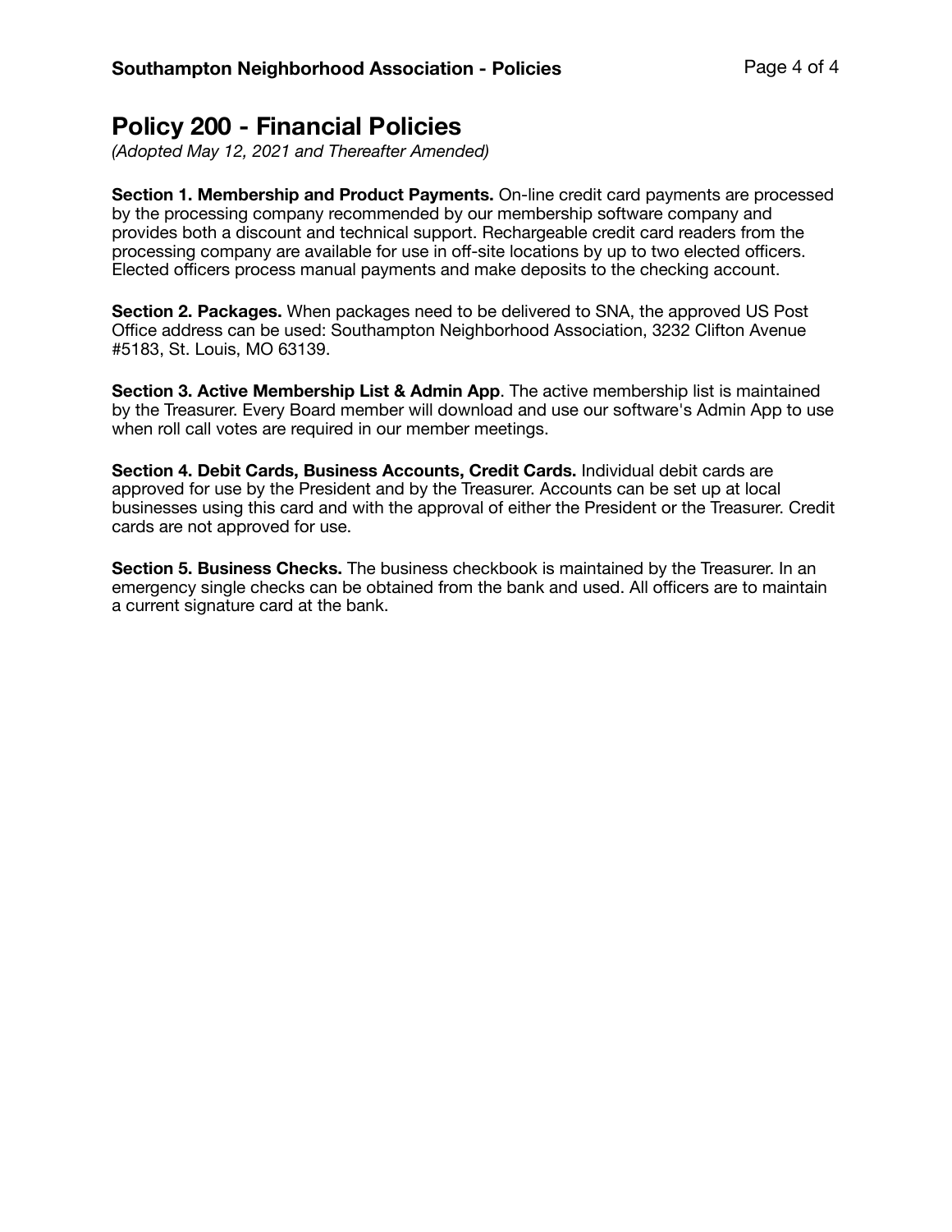# Policy 200 - Financial Policies

*(Adopted May 12, 2021 and Thereafter Amended)*

**Section 1. Membership and Product Payments.** On-line credit card payments are processed by the processing company recommended by our membership software company and provides both a discount and technical support. Rechargeable credit card readers from the processing company are available for use in off-site locations by up to two elected officers. Elected officers process manual payments and make deposits to the checking account.

**Section 2. Packages.** When packages need to be delivered to SNA, the approved US Post Office address can be used: Southampton Neighborhood Association, 3232 Clifton Avenue #5183, St. Louis, MO 63139.

**Section 3. Active Membership List & Admin App**. The active membership list is maintained by the Treasurer. Every Board member will download and use our software's Admin App to use when roll call votes are required in our member meetings.

**Section 4. Debit Cards, Business Accounts, Credit Cards.** Individual debit cards are approved for use by the President and by the Treasurer. Accounts can be set up at local businesses using this card and with the approval of either the President or the Treasurer. Credit cards are not approved for use.

**Section 5. Business Checks.** The business checkbook is maintained by the Treasurer. In an emergency single checks can be obtained from the bank and used. All officers are to maintain a current signature card at the bank.